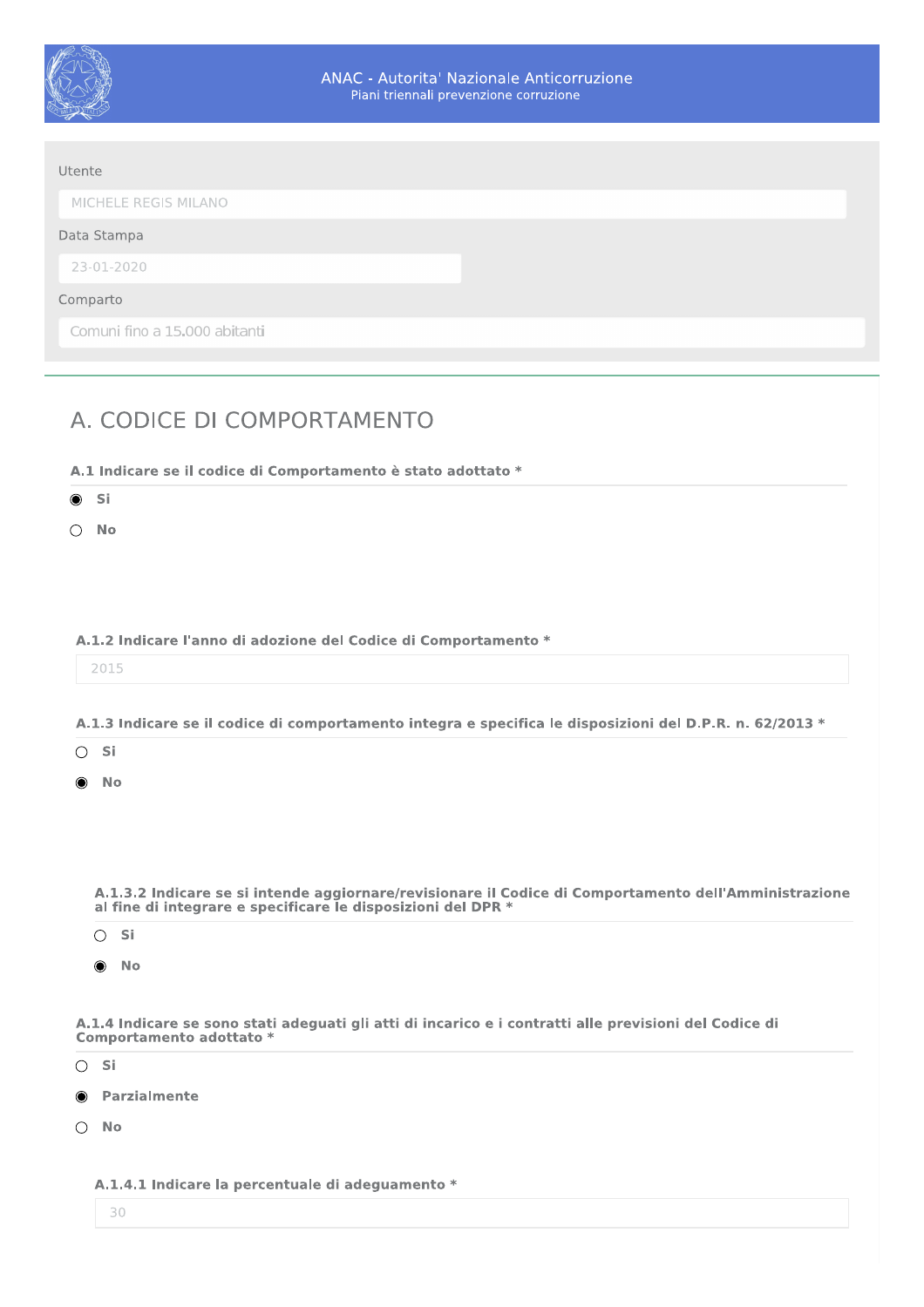ANAC - Autorita' Nazionale Anticorruzione
Piani triennali prevenzione corruzione

Utente

MICHELE REGIS MILANO

Data Stampa

23-01-2020

Comparto

Comuni fino a 15.000 abitanti

# A. CODICE DI COMPORTAMENTO

**A.1 Indicare se il codice di Comportamento è stato adottato ***

- (x) **Si**
- ( ) **No**

**A.1.2 Indicare l'anno di adozione del Codice di Comportamento ***

2015

**A.1.3 Indicare se il codice di comportamento integra e specifica le disposizioni del D.P.R. n. 62/2013 ***

- ( ) **Si**
- (x) **No**

**A.1.3.2 Indicare se si intende aggiornare/revisionare il Codice di Comportamento dell'Amministrazione al fine di integrare e specificare le disposizioni del DPR ***

- ( ) **Si**
- (x) **No**

**A.1.4 Indicare se sono stati adeguati gli atti di incarico e i contratti alle previsioni del Codice di Comportamento adottato ***

- ( ) **Si**
- (x) **Parzialmente**
- ( ) **No**

**A.1.4.1 Indicare la percentuale di adeguamento ***

30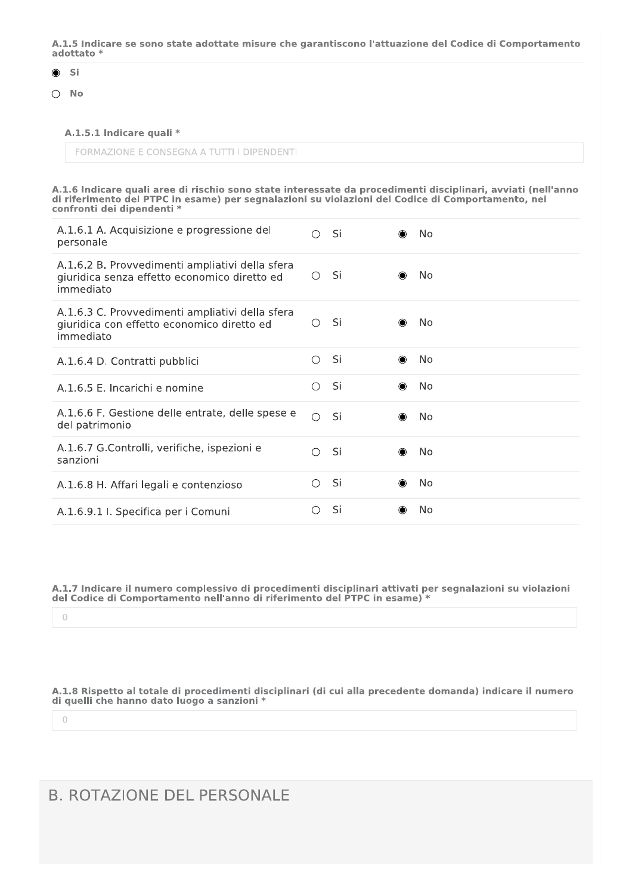**A.1.5 Indicare se sono state adottate misure che garantiscono l'attuazione del Codice di Comportamento adottato ***

◉ **Si**

○ **No**

**A.1.5.1 Indicare quali ***

FORMAZIONE E CONSEGNA A TUTTI I DIPENDENTI

**A.1.6 Indicare quali aree di rischio sono state interessate da procedimenti disciplinari, avviati (nell'anno di riferimento del PTPC in esame) per segnalazioni su violazioni del Codice di Comportamento, nei confronti dei dipendenti ***

| | Si | No |
|---|---|---|
| A.1.6.1 A. Acquisizione e progressione del personale | ○ | ◉ |
| A.1.6.2 B. Provvedimenti ampliativi della sfera giuridica senza effetto economico diretto ed immediato | ○ | ◉ |
| A.1.6.3 C. Provvedimenti ampliativi della sfera giuridica con effetto economico diretto ed immediato | ○ | ◉ |
| A.1.6.4 D. Contratti pubblici | ○ | ◉ |
| A.1.6.5 E. Incarichi e nomine | ○ | ◉ |
| A.1.6.6 F. Gestione delle entrate, delle spese e del patrimonio | ○ | ◉ |
| A.1.6.7 G.Controlli, verifiche, ispezioni e sanzioni | ○ | ◉ |
| A.1.6.8 H. Affari legali e contenzioso | ○ | ◉ |
| A.1.6.9.1 I. Specifica per i Comuni | ○ | ◉ |

**A.1.7 Indicare il numero complessivo di procedimenti disciplinari attivati per segnalazioni su violazioni del Codice di Comportamento nell'anno di riferimento del PTPC in esame) ***

0

**A.1.8 Rispetto al totale di procedimenti disciplinari (di cui alla precedente domanda) indicare il numero di quelli che hanno dato luogo a sanzioni ***

0

## B. ROTAZIONE DEL PERSONALE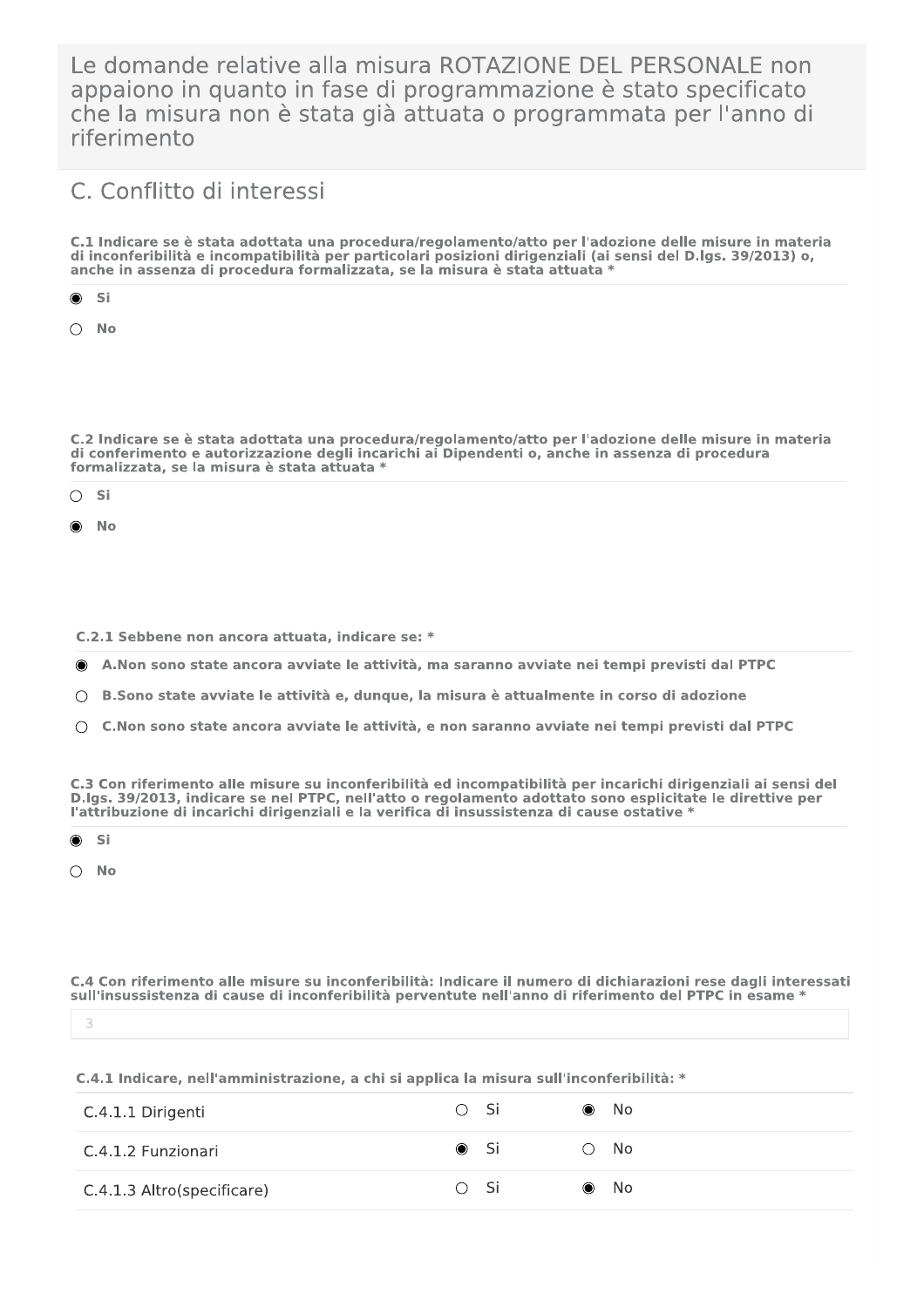Le domande relative alla misura ROTAZIONE DEL PERSONALE non appaiono in quanto in fase di programmazione è stato specificato che la misura non è stata già attuata o programmata per l'anno di riferimento

## C. Conflitto di interessi

**C.1 Indicare se è stata adottata una procedura/regolamento/atto per l'adozione delle misure in materia di inconferibilità e incompatibilità per particolari posizioni dirigenziali (ai sensi del D.lgs. 39/2013) o, anche in assenza di procedura formalizzata, se la misura è stata attuata ***

- ◉ **Si**
- ○ **No**

**C.2 Indicare se è stata adottata una procedura/regolamento/atto per l'adozione delle misure in materia di conferimento e autorizzazione degli incarichi ai Dipendenti o, anche in assenza di procedura formalizzata, se la misura è stata attuata ***

- ○ **Si**
- ◉ **No**

**C.2.1 Sebbene non ancora attuata, indicare se: ***

- ◉ **A.Non sono state ancora avviate le attività, ma saranno avviate nei tempi previsti dal PTPC**
- ○ **B.Sono state avviate le attività e, dunque, la misura è attualmente in corso di adozione**
- ○ **C.Non sono state ancora avviate le attività, e non saranno avviate nei tempi previsti dal PTPC**

**C.3 Con riferimento alle misure su inconferibilità ed incompatibilità per incarichi dirigenziali ai sensi del D.lgs. 39/2013, indicare se nel PTPC, nell'atto o regolamento adottato sono esplicitate le direttive per l'attribuzione di incarichi dirigenziali e la verifica di insussistenza di cause ostative ***

- ◉ **Si**
- ○ **No**

**C.4 Con riferimento alle misure su inconferibilità: Indicare il numero di dichiarazioni rese dagli interessati sull'insussistenza di cause di inconferibilità pervenute nell'anno di riferimento del PTPC in esame ***

3

**C.4.1 Indicare, nell'amministrazione, a chi si applica la misura sull'inconferibilità: ***

| | Si | No |
|---|---|---|
| C.4.1.1 Dirigenti | ○ | ◉ |
| C.4.1.2 Funzionari | ◉ | ○ |
| C.4.1.3 Altro(specificare) | ○ | ◉ |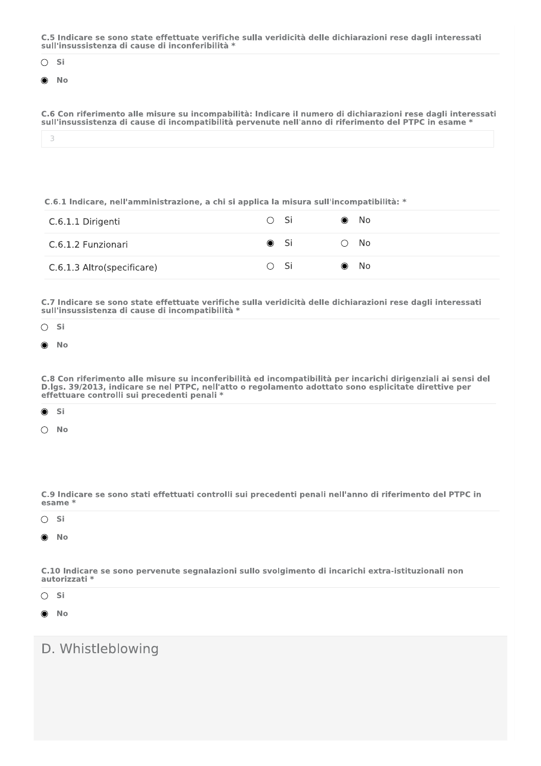**C.5 Indicare se sono state effettuate verifiche sulla veridicità delle dichiarazioni rese dagli interessati sull'insussistenza di cause di inconferibilità ***

○ **Si**

◉ **No**

**C.6 Con riferimento alle misure su incompabilità: Indicare il numero di dichiarazioni rese dagli interessati sull'insussistenza di cause di incompatibilità pervenute nell'anno di riferimento del PTPC in esame ***

3

**C.6.1 Indicare, nell'amministrazione, a chi si applica la misura sull'incompatibilità: ***

| | Si | No |
|---|---|---|
| C.6.1.1 Dirigenti | ○ | ◉ |
| C.6.1.2 Funzionari | ◉ | ○ |
| C.6.1.3 Altro(specificare) | ○ | ◉ |

**C.7 Indicare se sono state effettuate verifiche sulla veridicità delle dichiarazioni rese dagli interessati sull'insussistenza di cause di incompatibilità ***

○ **Si**

◉ **No**

**C.8 Con riferimento alle misure su inconferibilità ed incompatibilità per incarichi dirigenziali ai sensi del D.lgs. 39/2013, indicare se nel PTPC, nell'atto o regolamento adottato sono esplicitate direttive per effettuare controlli sui precedenti penali ***

◉ **Si**

○ **No**

**C.9 Indicare se sono stati effettuati controlli sui precedenti penali nell'anno di riferimento del PTPC in esame ***

○ **Si**

◉ **No**

**C.10 Indicare se sono pervenute segnalazioni sullo svolgimento di incarichi extra-istituzionali non autorizzati ***

○ **Si**

◉ **No**

## D. Whistleblowing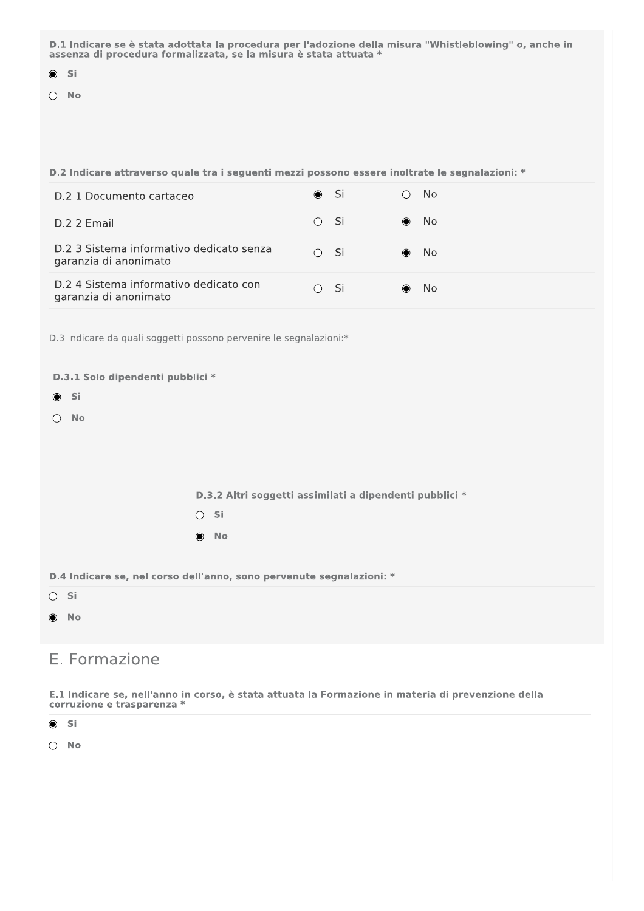**D.1 Indicare se è stata adottata la procedura per l'adozione della misura "Whistleblowing" o, anche in assenza di procedura formalizzata, se la misura è stata attuata ***

- ◉ **Si**
- ○ **No**

**D.2 Indicare attraverso quale tra i seguenti mezzi possono essere inoltrate le segnalazioni: ***

| | Si | No |
|---|---|---|
| D.2.1 Documento cartaceo | ◉ | ○ |
| D.2.2 Email | ○ | ◉ |
| D.2.3 Sistema informativo dedicato senza garanzia di anonimato | ○ | ◉ |
| D.2.4 Sistema informativo dedicato con garanzia di anonimato | ○ | ◉ |

D.3 Indicare da quali soggetti possono pervenire le segnalazioni:*

**D.3.1 Solo dipendenti pubblici ***

- ◉ **Si**
- ○ **No**

**D.3.2 Altri soggetti assimilati a dipendenti pubblici ***

- ○ **Si**
- ◉ **No**

**D.4 Indicare se, nel corso dell'anno, sono pervenute segnalazioni: ***

- ○ **Si**
- ◉ **No**

## E. Formazione

**E.1 Indicare se, nell'anno in corso, è stata attuata la Formazione in materia di prevenzione della corruzione e trasparenza ***

- ◉ **Si**
- ○ **No**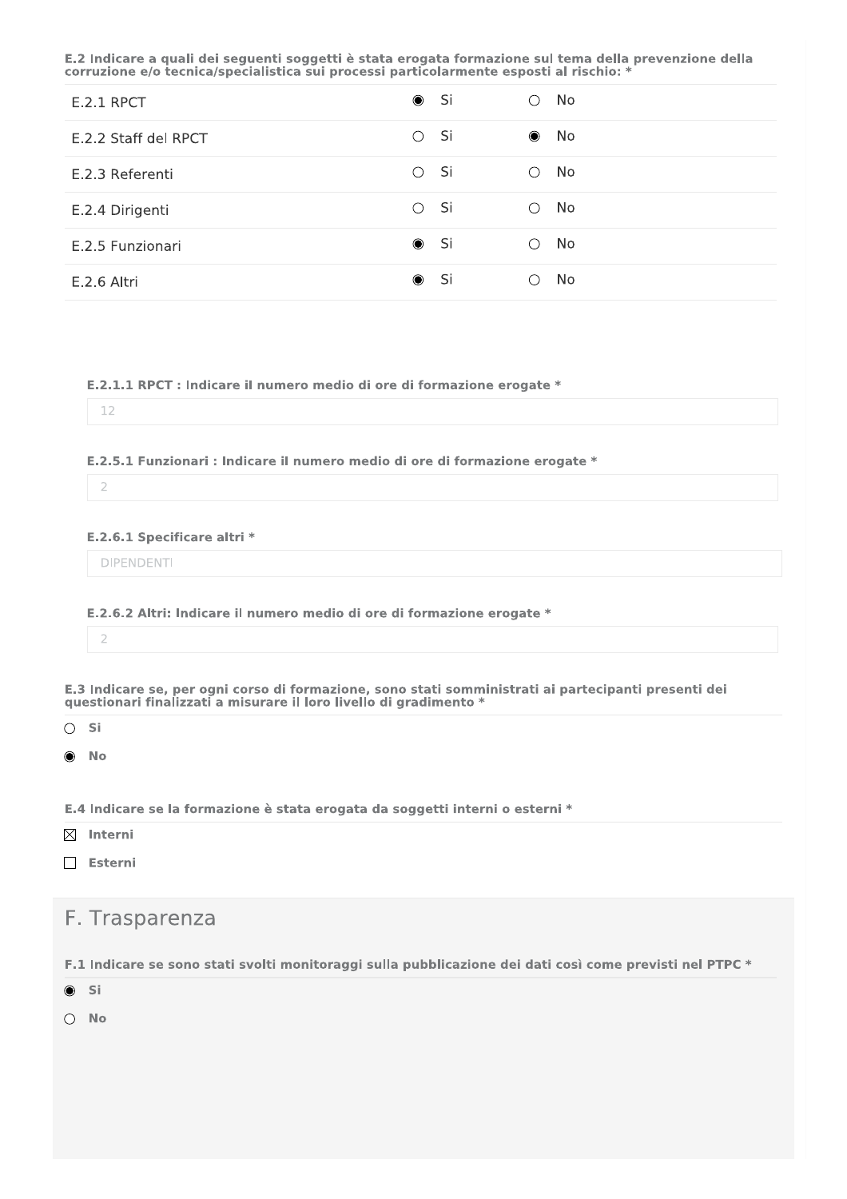**E.2 Indicare a quali dei seguenti soggetti è stata erogata formazione sul tema della prevenzione della corruzione e/o tecnica/specialistica sui processi particolarmente esposti al rischio: ***

| | Si | No |
|---|---|---|
| E.2.1 RPCT | ◉ Si | ○ No |
| E.2.2 Staff del RPCT | ○ Si | ◉ No |
| E.2.3 Referenti | ○ Si | ○ No |
| E.2.4 Dirigenti | ○ Si | ○ No |
| E.2.5 Funzionari | ◉ Si | ○ No |
| E.2.6 Altri | ◉ Si | ○ No |

**E.2.1.1 RPCT : Indicare il numero medio di ore di formazione erogate ***

12

**E.2.5.1 Funzionari : Indicare il numero medio di ore di formazione erogate ***

2

**E.2.6.1 Specificare altri ***

DIPENDENTI

**E.2.6.2 Altri: Indicare il numero medio di ore di formazione erogate ***

2

**E.3 Indicare se, per ogni corso di formazione, sono stati somministrati ai partecipanti presenti dei questionari finalizzati a misurare il loro livello di gradimento ***

- ○ Si
- ◉ No

**E.4 Indicare se la formazione è stata erogata da soggetti interni o esterni ***

- ☒ Interni
- ☐ Esterni

## F. Trasparenza

**F.1 Indicare se sono stati svolti monitoraggi sulla pubblicazione dei dati così come previsti nel PTPC ***

- ◉ Si
- ○ No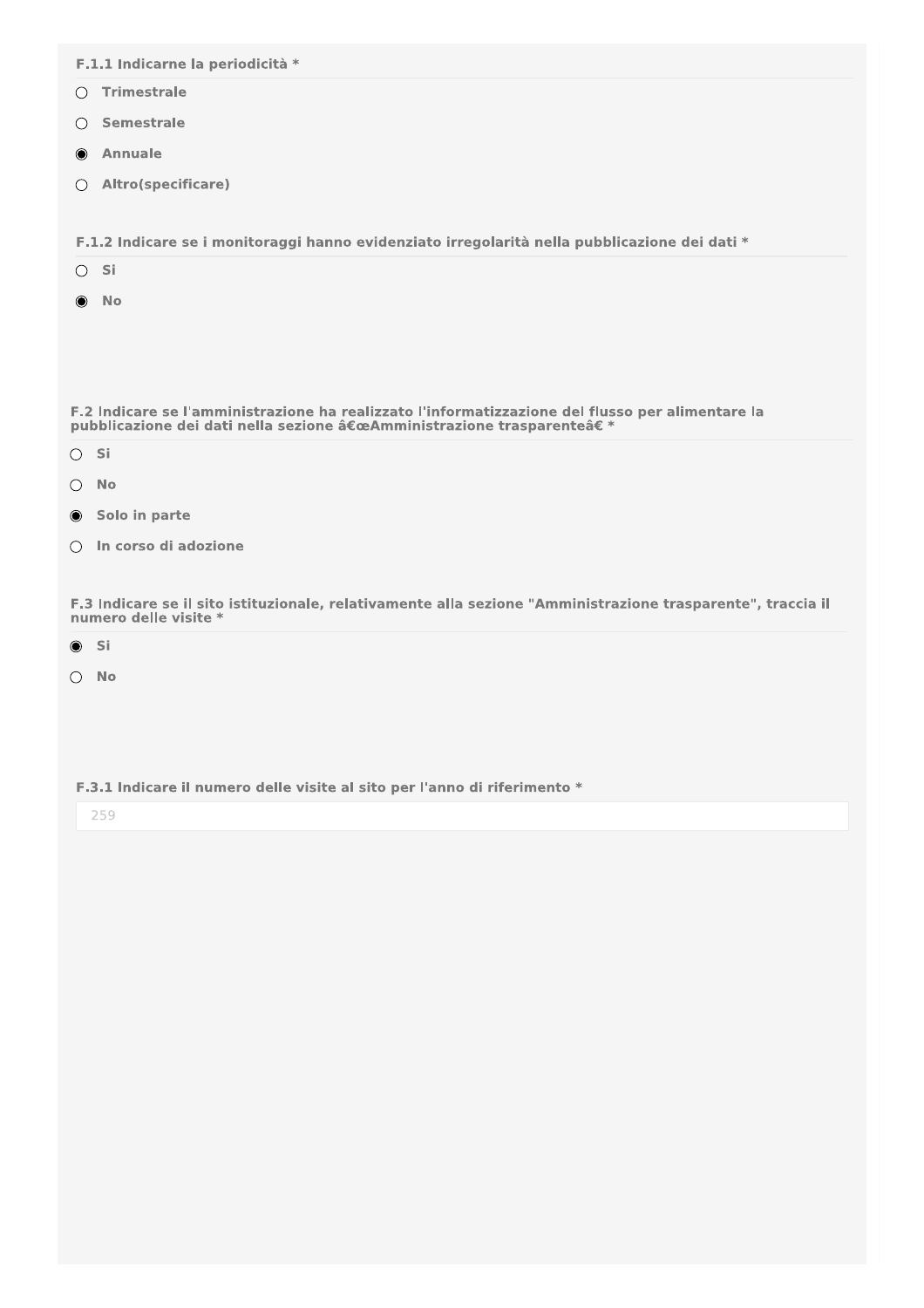**F.1.1 Indicarne la periodicità ***

- ○ Trimestrale
- ○ Semestrale
- ◉ Annuale
- ○ Altro(specificare)

**F.1.2 Indicare se i monitoraggi hanno evidenziato irregolarità nella pubblicazione dei dati ***

- ○ Si
- ◉ No

**F.2 Indicare se l'amministrazione ha realizzato l'informatizzazione del flusso per alimentare la pubblicazione dei dati nella sezione â€œAmministrazione trasparenteâ€ ***

- ○ Si
- ○ No
- ◉ Solo in parte
- ○ In corso di adozione

**F.3 Indicare se il sito istituzionale, relativamente alla sezione "Amministrazione trasparente", traccia il numero delle visite ***

- ◉ Si
- ○ No

**F.3.1 Indicare il numero delle visite al sito per l'anno di riferimento ***

259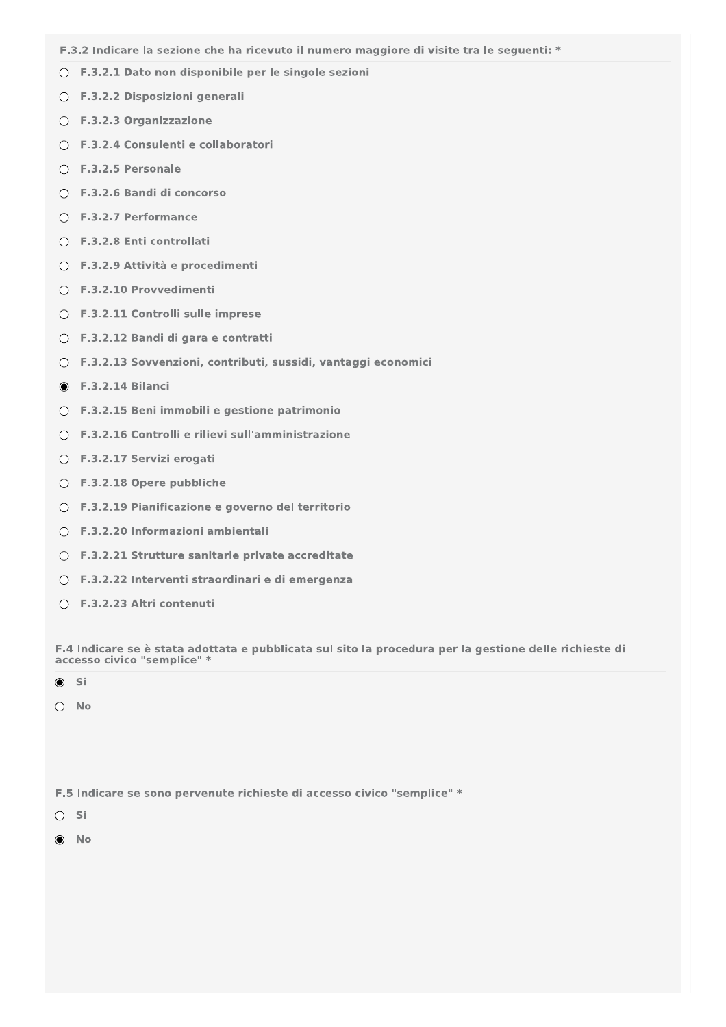**F.3.2 Indicare la sezione che ha ricevuto il numero maggiore di visite tra le seguenti: ***

- ○ F.3.2.1 Dato non disponibile per le singole sezioni
- ○ F.3.2.2 Disposizioni generali
- ○ F.3.2.3 Organizzazione
- ○ F.3.2.4 Consulenti e collaboratori
- ○ F.3.2.5 Personale
- ○ F.3.2.6 Bandi di concorso
- ○ F.3.2.7 Performance
- ○ F.3.2.8 Enti controllati
- ○ F.3.2.9 Attività e procedimenti
- ○ F.3.2.10 Provvedimenti
- ○ F.3.2.11 Controlli sulle imprese
- ○ F.3.2.12 Bandi di gara e contratti
- ○ F.3.2.13 Sovvenzioni, contributi, sussidi, vantaggi economici
- ◉ F.3.2.14 Bilanci
- ○ F.3.2.15 Beni immobili e gestione patrimonio
- ○ F.3.2.16 Controlli e rilievi sull'amministrazione
- ○ F.3.2.17 Servizi erogati
- ○ F.3.2.18 Opere pubbliche
- ○ F.3.2.19 Pianificazione e governo del territorio
- ○ F.3.2.20 Informazioni ambientali
- ○ F.3.2.21 Strutture sanitarie private accreditate
- ○ F.3.2.22 Interventi straordinari e di emergenza
- ○ F.3.2.23 Altri contenuti

**F.4 Indicare se è stata adottata e pubblicata sul sito la procedura per la gestione delle richieste di accesso civico "semplice" ***

- ◉ Si
- ○ No

**F.5 Indicare se sono pervenute richieste di accesso civico "semplice" ***

- ○ Si
- ◉ No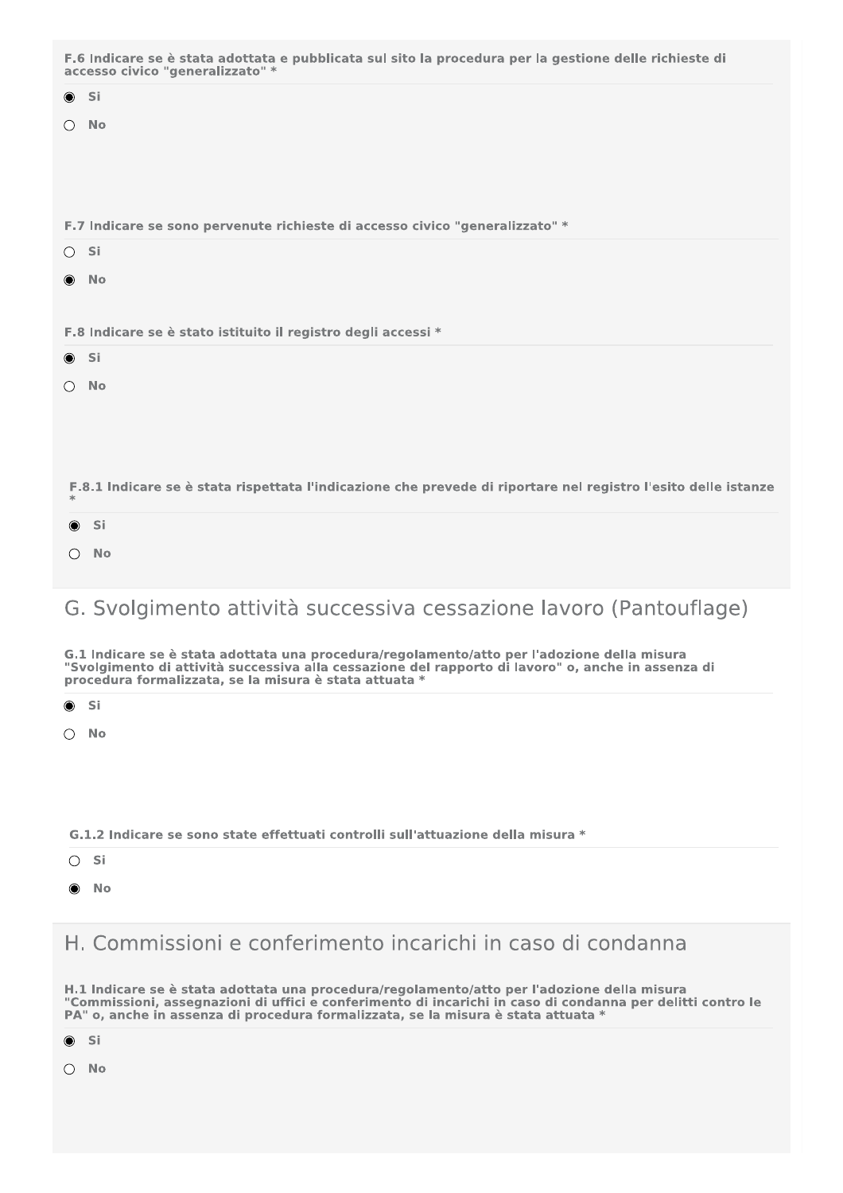**F.6 Indicare se è stata adottata e pubblicata sul sito la procedura per la gestione delle richieste di accesso civico "generalizzato" ***

- ◉ **Si**
- ○ **No**

**F.7 Indicare se sono pervenute richieste di accesso civico "generalizzato" ***

- ○ **Si**
- ◉ **No**

**F.8 Indicare se è stato istituito il registro degli accessi ***

- ◉ **Si**
- ○ **No**

**F.8.1 Indicare se è stata rispettata l'indicazione che prevede di riportare nel registro l'esito delle istanze ***

- ◉ **Si**
- ○ **No**

## G. Svolgimento attività successiva cessazione lavoro (Pantouflage)

**G.1 Indicare se è stata adottata una procedura/regolamento/atto per l'adozione della misura "Svolgimento di attività successiva alla cessazione del rapporto di lavoro" o, anche in assenza di procedura formalizzata, se la misura è stata attuata ***

- ◉ **Si**
- ○ **No**

**G.1.2 Indicare se sono state effettuati controlli sull'attuazione della misura ***

- ○ **Si**
- ◉ **No**

## H. Commissioni e conferimento incarichi in caso di condanna

**H.1 Indicare se è stata adottata una procedura/regolamento/atto per l'adozione della misura "Commissioni, assegnazioni di uffici e conferimento di incarichi in caso di condanna per delitti contro le PA" o, anche in assenza di procedura formalizzata, se la misura è stata attuata ***

- ◉ **Si**
- ○ **No**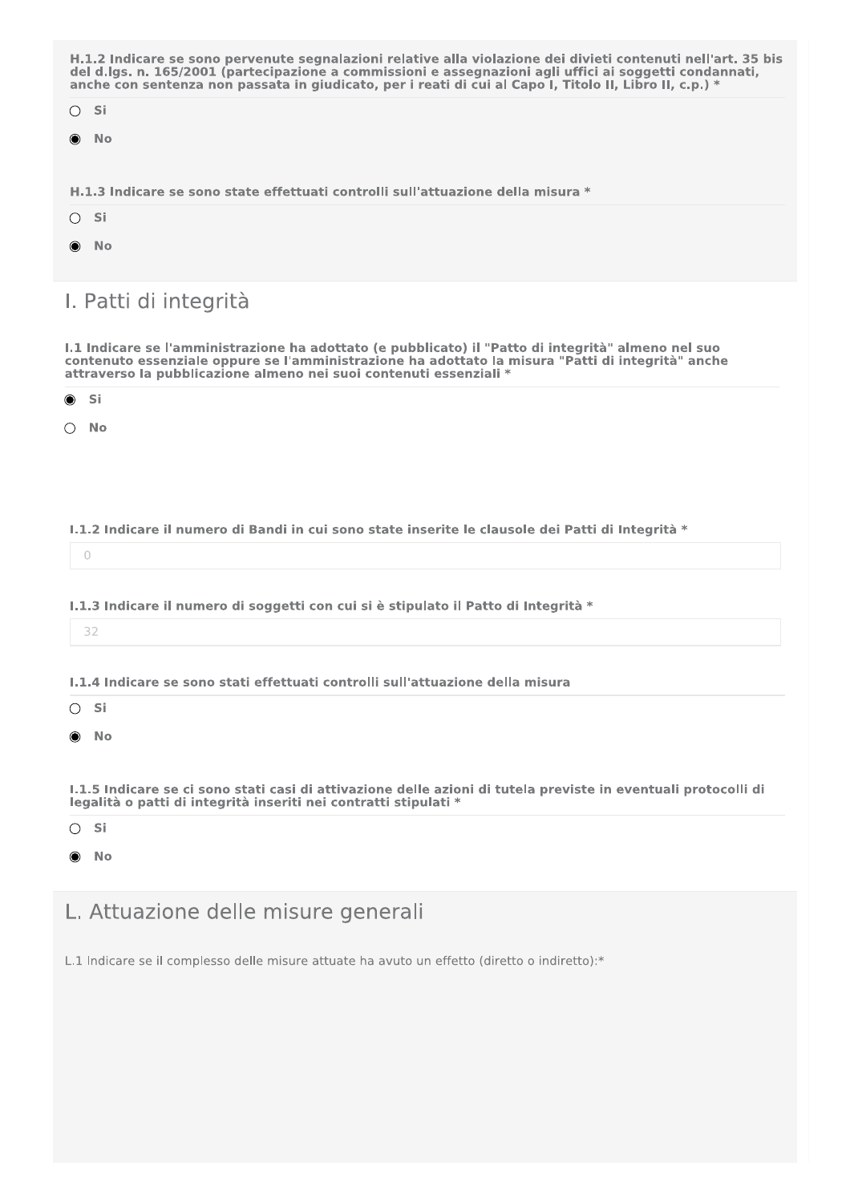**H.1.2 Indicare se sono pervenute segnalazioni relative alla violazione dei divieti contenuti nell'art. 35 bis del d.lgs. n. 165/2001 (partecipazione a commissioni e assegnazioni agli uffici ai soggetti condannati, anche con sentenza non passata in giudicato, per i reati di cui al Capo I, Titolo II, Libro II, c.p.) ***

- ○ **Si**
- ◉ **No**

**H.1.3 Indicare se sono state effettuati controlli sull'attuazione della misura ***

- ○ **Si**
- ◉ **No**

## I. Patti di integrità

**I.1 Indicare se l'amministrazione ha adottato (e pubblicato) il "Patto di integrità" almeno nel suo contenuto essenziale oppure se l'amministrazione ha adottato la misura "Patti di integrità" anche attraverso la pubblicazione almeno nei suoi contenuti essenziali ***

- ◉ **Si**
- ○ **No**

**I.1.2 Indicare il numero di Bandi in cui sono state inserite le clausole dei Patti di Integrità ***

0

**I.1.3 Indicare il numero di soggetti con cui si è stipulato il Patto di Integrità ***

32

**I.1.4 Indicare se sono stati effettuati controlli sull'attuazione della misura**

- ○ **Si**
- ◉ **No**

**I.1.5 Indicare se ci sono stati casi di attivazione delle azioni di tutela previste in eventuali protocolli di legalità o patti di integrità inseriti nei contratti stipulati ***

- ○ **Si**
- ◉ **No**

## L. Attuazione delle misure generali

L.1 Indicare se il complesso delle misure attuate ha avuto un effetto (diretto o indiretto):*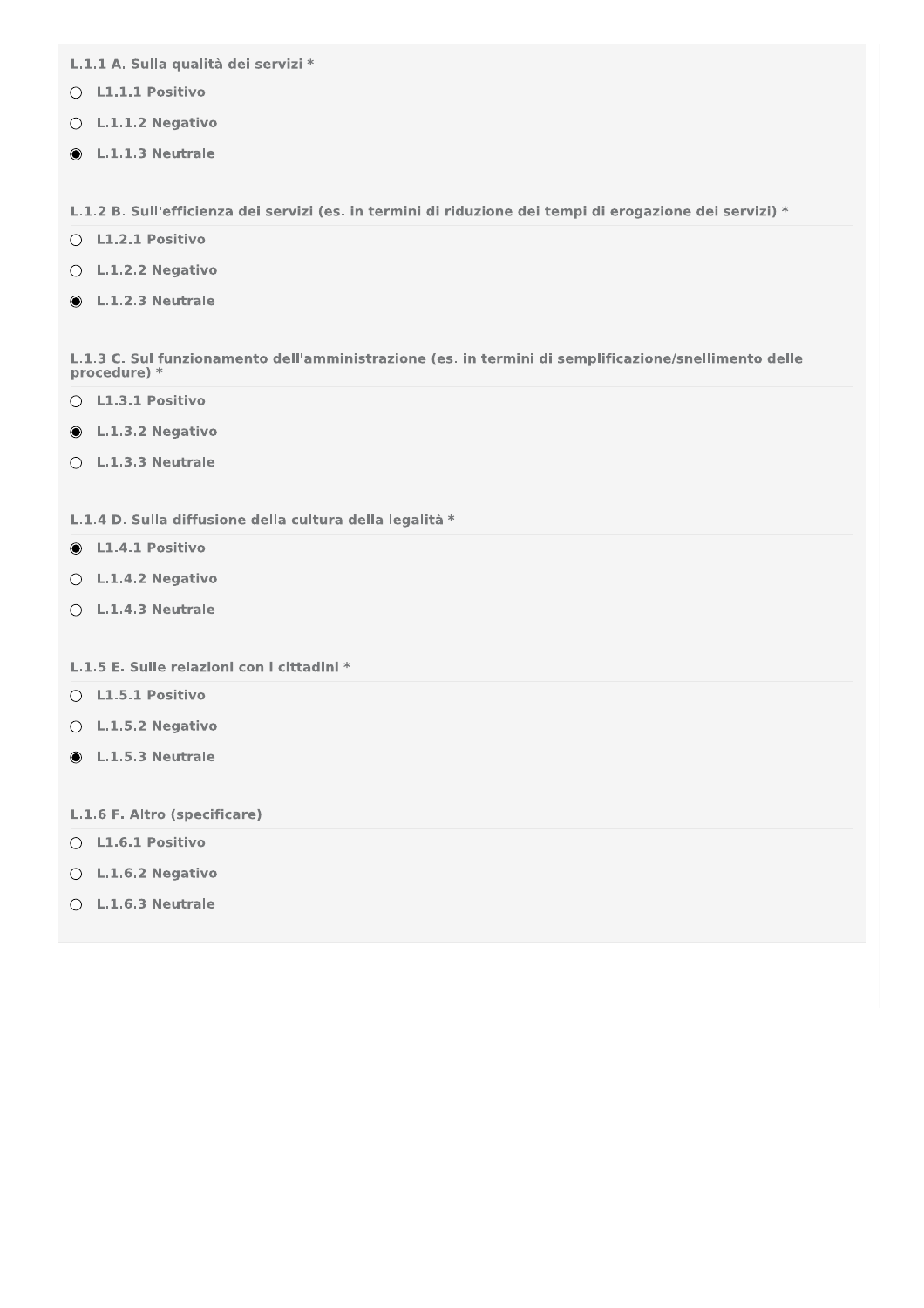**L.1.1 A. Sulla qualità dei servizi ***

- ○ L1.1.1 Positivo
- ○ L.1.1.2 Negativo
- ◉ L.1.1.3 Neutrale

**L.1.2 B. Sull'efficienza dei servizi (es. in termini di riduzione dei tempi di erogazione dei servizi) ***

- ○ L1.2.1 Positivo
- ○ L.1.2.2 Negativo
- ◉ L.1.2.3 Neutrale

**L.1.3 C. Sul funzionamento dell'amministrazione (es. in termini di semplificazione/snellimento delle procedure) ***

- ○ L1.3.1 Positivo
- ◉ L.1.3.2 Negativo
- ○ L.1.3.3 Neutrale

**L.1.4 D. Sulla diffusione della cultura della legalità ***

- ◉ L1.4.1 Positivo
- ○ L.1.4.2 Negativo
- ○ L.1.4.3 Neutrale

**L.1.5 E. Sulle relazioni con i cittadini ***

- ○ L1.5.1 Positivo
- ○ L.1.5.2 Negativo
- ◉ L.1.5.3 Neutrale

**L.1.6 F. Altro (specificare)**

- ○ L1.6.1 Positivo
- ○ L.1.6.2 Negativo
- ○ L.1.6.3 Neutrale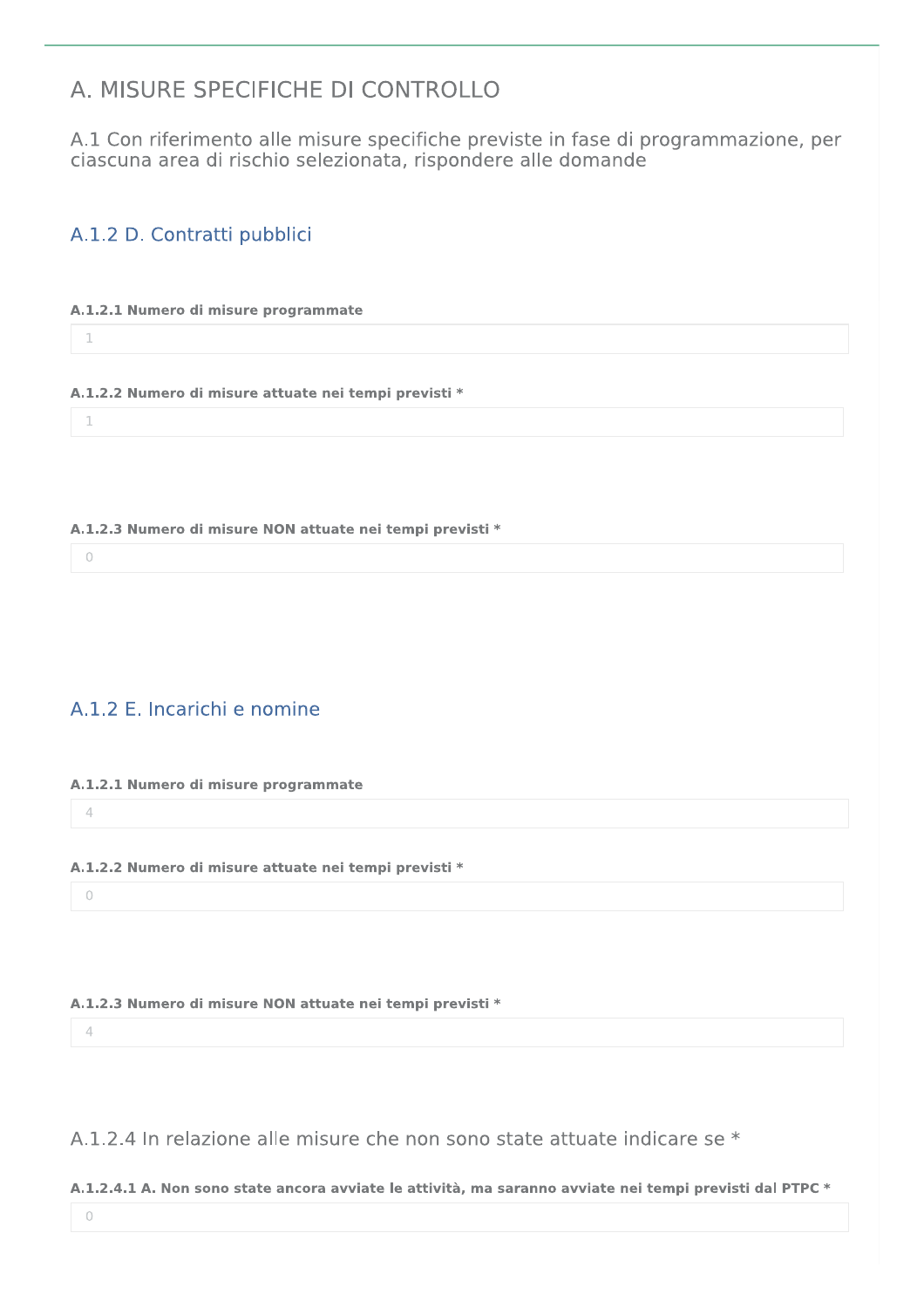# A. MISURE SPECIFICHE DI CONTROLLO

## A.1 Con riferimento alle misure specifiche previste in fase di programmazione, per ciascuna area di rischio selezionata, rispondere alle domande

### A.1.2 D. Contratti pubblici

**A.1.2.1 Numero di misure programmate**

1

**A.1.2.2 Numero di misure attuate nei tempi previsti ***

1

**A.1.2.3 Numero di misure NON attuate nei tempi previsti ***

0

### A.1.2 E. Incarichi e nomine

**A.1.2.1 Numero di misure programmate**

4

**A.1.2.2 Numero di misure attuate nei tempi previsti ***

0

**A.1.2.3 Numero di misure NON attuate nei tempi previsti ***

4

### A.1.2.4 In relazione alle misure che non sono state attuate indicare se *

**A.1.2.4.1 A. Non sono state ancora avviate le attività, ma saranno avviate nei tempi previsti dal PTPC ***

0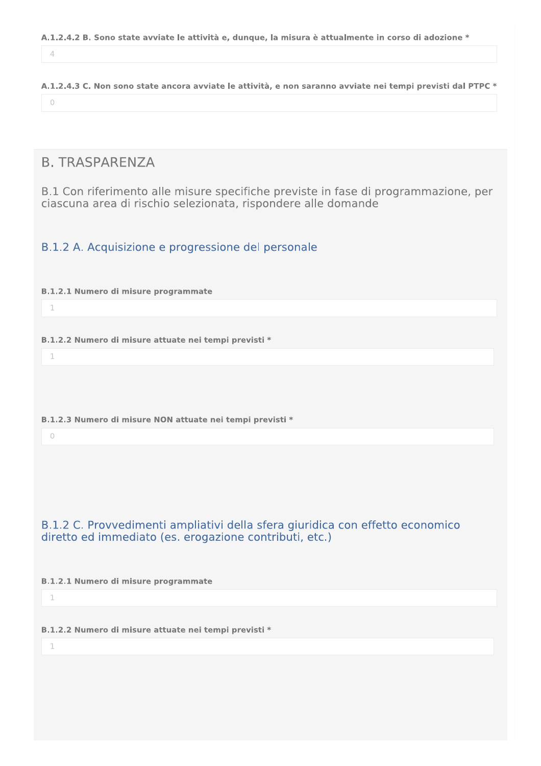**A.1.2.4.2 B. Sono state avviate le attività e, dunque, la misura è attualmente in corso di adozione ***

4

**A.1.2.4.3 C. Non sono state ancora avviate le attività, e non saranno avviate nei tempi previsti dal PTPC ***

0

## B. TRASPARENZA

B.1 Con riferimento alle misure specifiche previste in fase di programmazione, per ciascuna area di rischio selezionata, rispondere alle domande

### B.1.2 A. Acquisizione e progressione del personale

**B.1.2.1 Numero di misure programmate**

1

**B.1.2.2 Numero di misure attuate nei tempi previsti ***

1

**B.1.2.3 Numero di misure NON attuate nei tempi previsti ***

0

### B.1.2 C. Provvedimenti ampliativi della sfera giuridica con effetto economico diretto ed immediato (es. erogazione contributi, etc.)

**B.1.2.1 Numero di misure programmate**

1

**B.1.2.2 Numero di misure attuate nei tempi previsti ***

1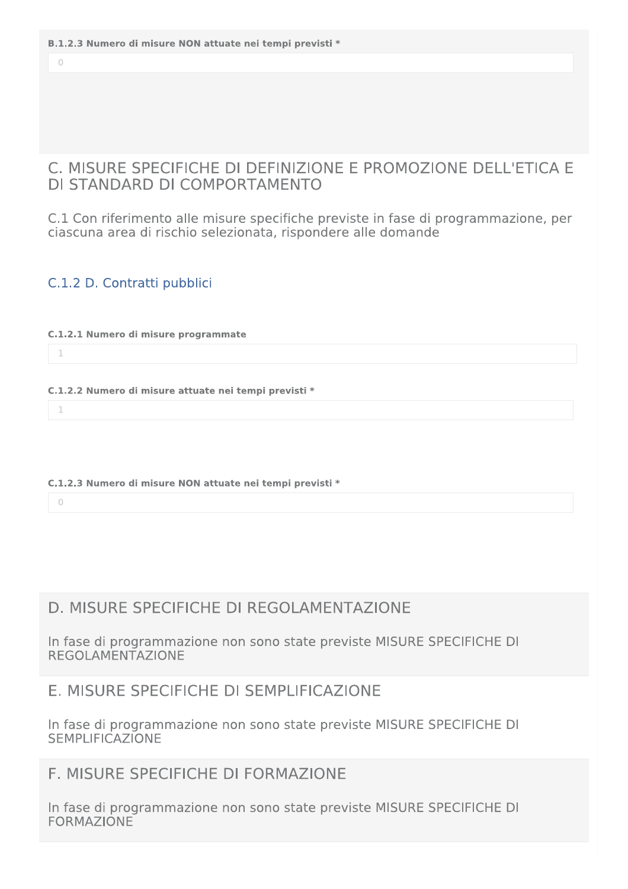**B.1.2.3 Numero di misure NON attuate nei tempi previsti ***

0

## C. MISURE SPECIFICHE DI DEFINIZIONE E PROMOZIONE DELL'ETICA E DI STANDARD DI COMPORTAMENTO

C.1 Con riferimento alle misure specifiche previste in fase di programmazione, per ciascuna area di rischio selezionata, rispondere alle domande

### C.1.2 D. Contratti pubblici

**C.1.2.1 Numero di misure programmate**

1

**C.1.2.2 Numero di misure attuate nei tempi previsti ***

1

**C.1.2.3 Numero di misure NON attuate nei tempi previsti ***

0

## D. MISURE SPECIFICHE DI REGOLAMENTAZIONE

In fase di programmazione non sono state previste MISURE SPECIFICHE DI REGOLAMENTAZIONE

## E. MISURE SPECIFICHE DI SEMPLIFICAZIONE

In fase di programmazione non sono state previste MISURE SPECIFICHE DI SEMPLIFICAZIONE

## F. MISURE SPECIFICHE DI FORMAZIONE

In fase di programmazione non sono state previste MISURE SPECIFICHE DI FORMAZIONE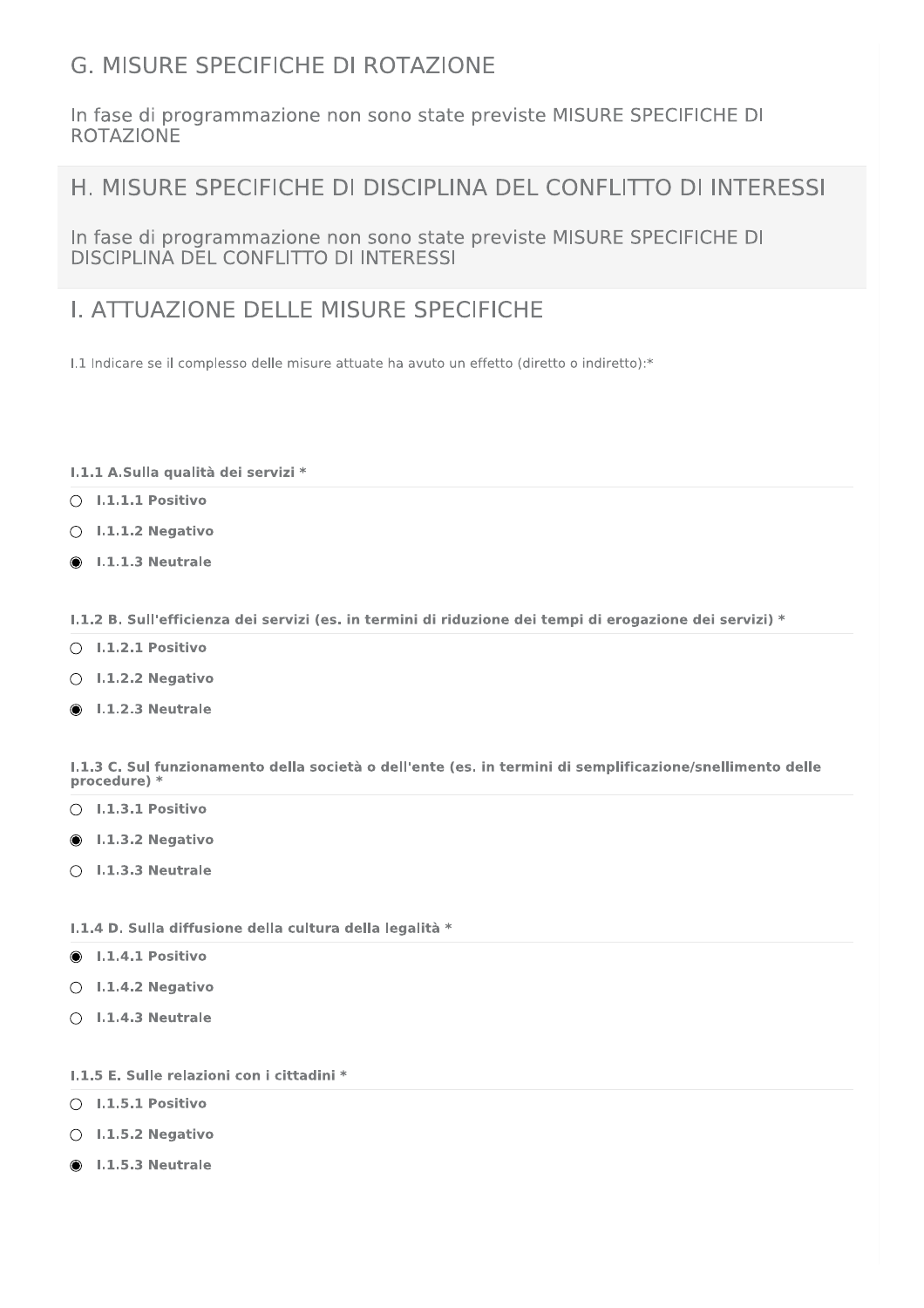## G. MISURE SPECIFICHE DI ROTAZIONE

In fase di programmazione non sono state previste MISURE SPECIFICHE DI ROTAZIONE

## H. MISURE SPECIFICHE DI DISCIPLINA DEL CONFLITTO DI INTERESSI

In fase di programmazione non sono state previste MISURE SPECIFICHE DI DISCIPLINA DEL CONFLITTO DI INTERESSI

## I. ATTUAZIONE DELLE MISURE SPECIFICHE

I.1 Indicare se il complesso delle misure attuate ha avuto un effetto (diretto o indiretto):*

**I.1.1 A.Sulla qualità dei servizi ***

- ○ **I.1.1.1 Positivo**
- ○ **I.1.1.2 Negativo**
- ◉ **I.1.1.3 Neutrale**

**I.1.2 B. Sull'efficienza dei servizi (es. in termini di riduzione dei tempi di erogazione dei servizi) ***

- ○ **I.1.2.1 Positivo**
- ○ **I.1.2.2 Negativo**
- ◉ **I.1.2.3 Neutrale**

**I.1.3 C. Sul funzionamento della società o dell'ente (es. in termini di semplificazione/snellimento delle procedure) ***

- ○ **I.1.3.1 Positivo**
- ◉ **I.1.3.2 Negativo**
- ○ **I.1.3.3 Neutrale**

**I.1.4 D. Sulla diffusione della cultura della legalità ***

- ◉ **I.1.4.1 Positivo**
- ○ **I.1.4.2 Negativo**
- ○ **I.1.4.3 Neutrale**

**I.1.5 E. Sulle relazioni con i cittadini ***

- ○ **I.1.5.1 Positivo**
- ○ **I.1.5.2 Negativo**
- ◉ **I.1.5.3 Neutrale**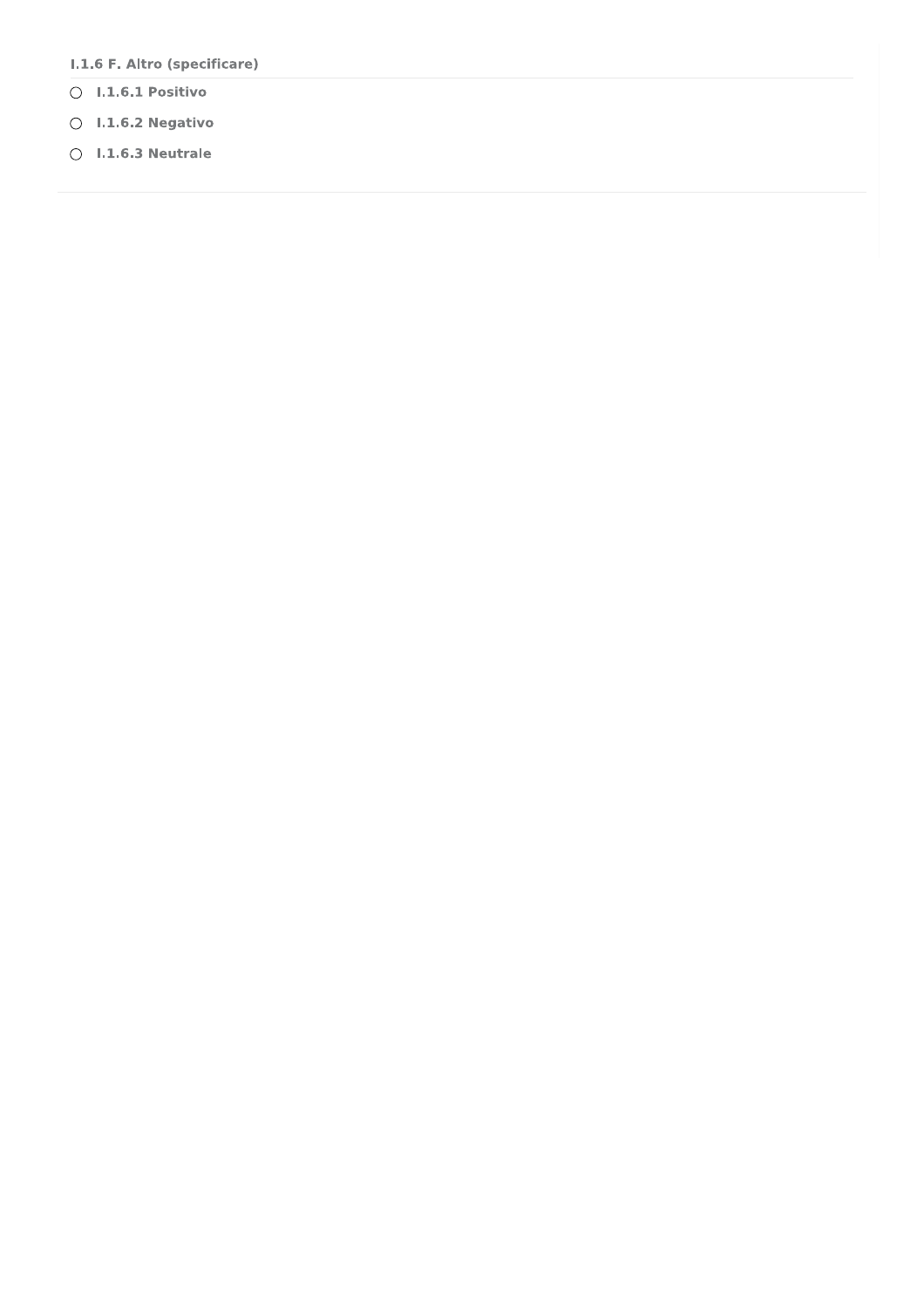**I.1.6 F. Altro (specificare)**

- ○ **I.1.6.1 Positivo**
- ○ **I.1.6.2 Negativo**
- ○ **I.1.6.3 Neutrale**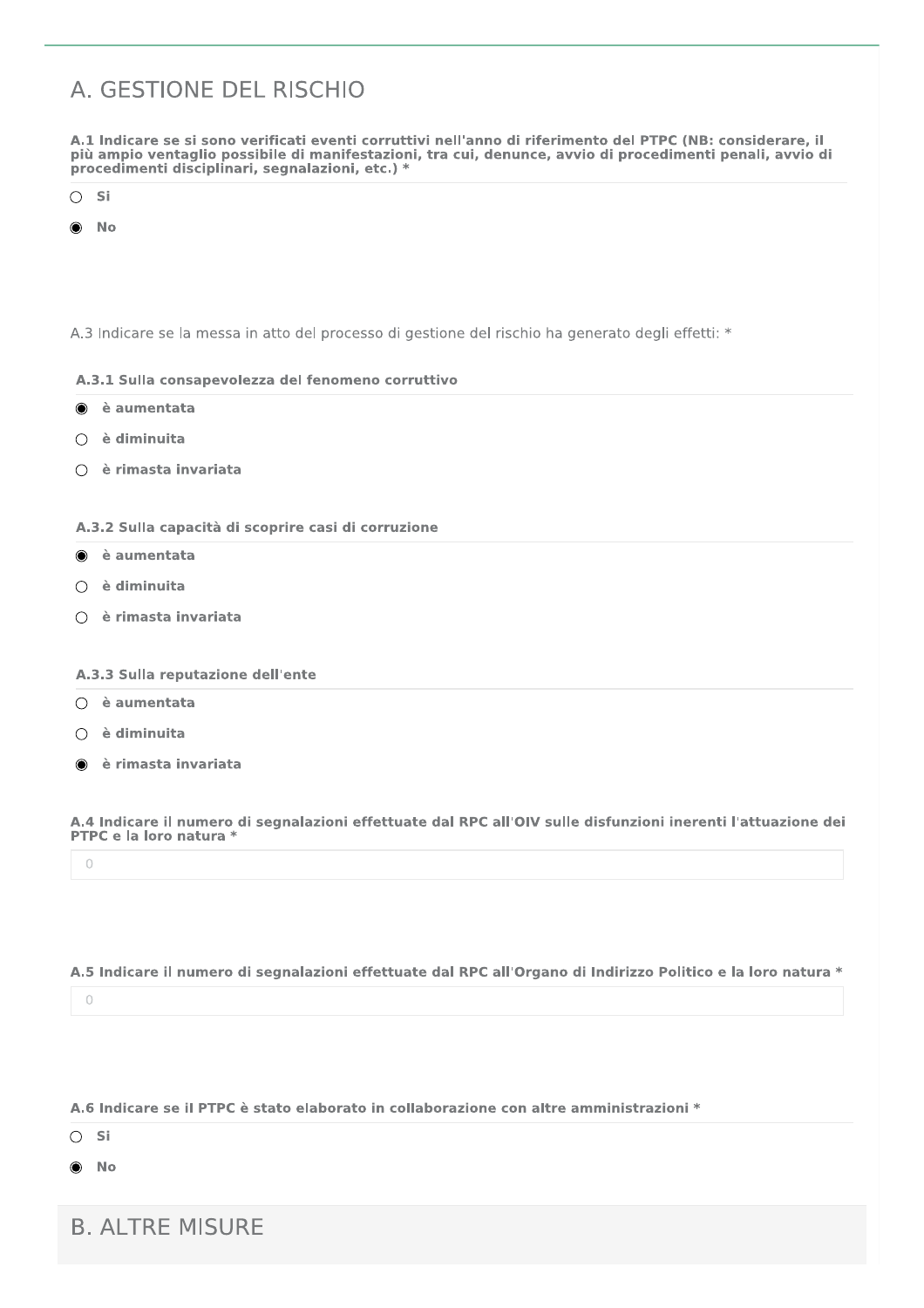## A. GESTIONE DEL RISCHIO

**A.1 Indicare se si sono verificati eventi corruttivi nell'anno di riferimento del PTPC (NB: considerare, il più ampio ventaglio possibile di manifestazioni, tra cui, denunce, avvio di procedimenti penali, avvio di procedimenti disciplinari, segnalazioni, etc.) \***

- ○ **Si**
- ◉ **No**

A.3 Indicare se la messa in atto del processo di gestione del rischio ha generato degli effetti: *

**A.3.1 Sulla consapevolezza del fenomeno corruttivo**

- ◉ **è aumentata**
- ○ **è diminuita**
- ○ **è rimasta invariata**

**A.3.2 Sulla capacità di scoprire casi di corruzione**

- ◉ **è aumentata**
- ○ **è diminuita**
- ○ **è rimasta invariata**

**A.3.3 Sulla reputazione dell'ente**

- ○ **è aumentata**
- ○ **è diminuita**
- ◉ **è rimasta invariata**

**A.4 Indicare il numero di segnalazioni effettuate dal RPC all'OIV sulle disfunzioni inerenti l'attuazione dei PTPC e la loro natura \***

0

**A.5 Indicare il numero di segnalazioni effettuate dal RPC all'Organo di Indirizzo Politico e la loro natura \***

0

**A.6 Indicare se il PTPC è stato elaborato in collaborazione con altre amministrazioni \***

- ○ **Si**
- ◉ **No**

## B. ALTRE MISURE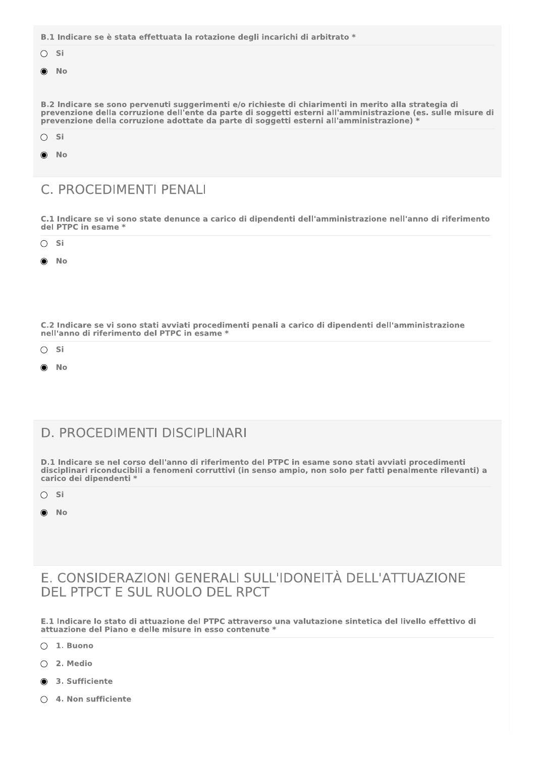**B.1 Indicare se è stata effettuata la rotazione degli incarichi di arbitrato ***

- ○ Si
- ◉ No

**B.2 Indicare se sono pervenuti suggerimenti e/o richieste di chiarimenti in merito alla strategia di prevenzione della corruzione dell'ente da parte di soggetti esterni all'amministrazione (es. sulle misure di prevenzione della corruzione adottate da parte di soggetti esterni all'amministrazione) ***

- ○ Si
- ◉ No

## C. PROCEDIMENTI PENALI

**C.1 Indicare se vi sono state denunce a carico di dipendenti dell'amministrazione nell'anno di riferimento del PTPC in esame ***

- ○ Si
- ◉ No

**C.2 Indicare se vi sono stati avviati procedimenti penali a carico di dipendenti dell'amministrazione nell'anno di riferimento del PTPC in esame ***

- ○ Si
- ◉ No

## D. PROCEDIMENTI DISCIPLINARI

**D.1 Indicare se nel corso dell'anno di riferimento del PTPC in esame sono stati avviati procedimenti disciplinari riconducibili a fenomeni corruttivi (in senso ampio, non solo per fatti penalmente rilevanti) a carico dei dipendenti ***

- ○ Si
- ◉ No

## E. CONSIDERAZIONI GENERALI SULL'IDONEITÀ DELL'ATTUAZIONE DEL PTPCT E SUL RUOLO DEL RPCT

**E.1 Indicare lo stato di attuazione del PTPC attraverso una valutazione sintetica del livello effettivo di attuazione del Piano e delle misure in esso contenute ***

- ○ 1. Buono
- ○ 2. Medio
- ◉ 3. Sufficiente
- ○ 4. Non sufficiente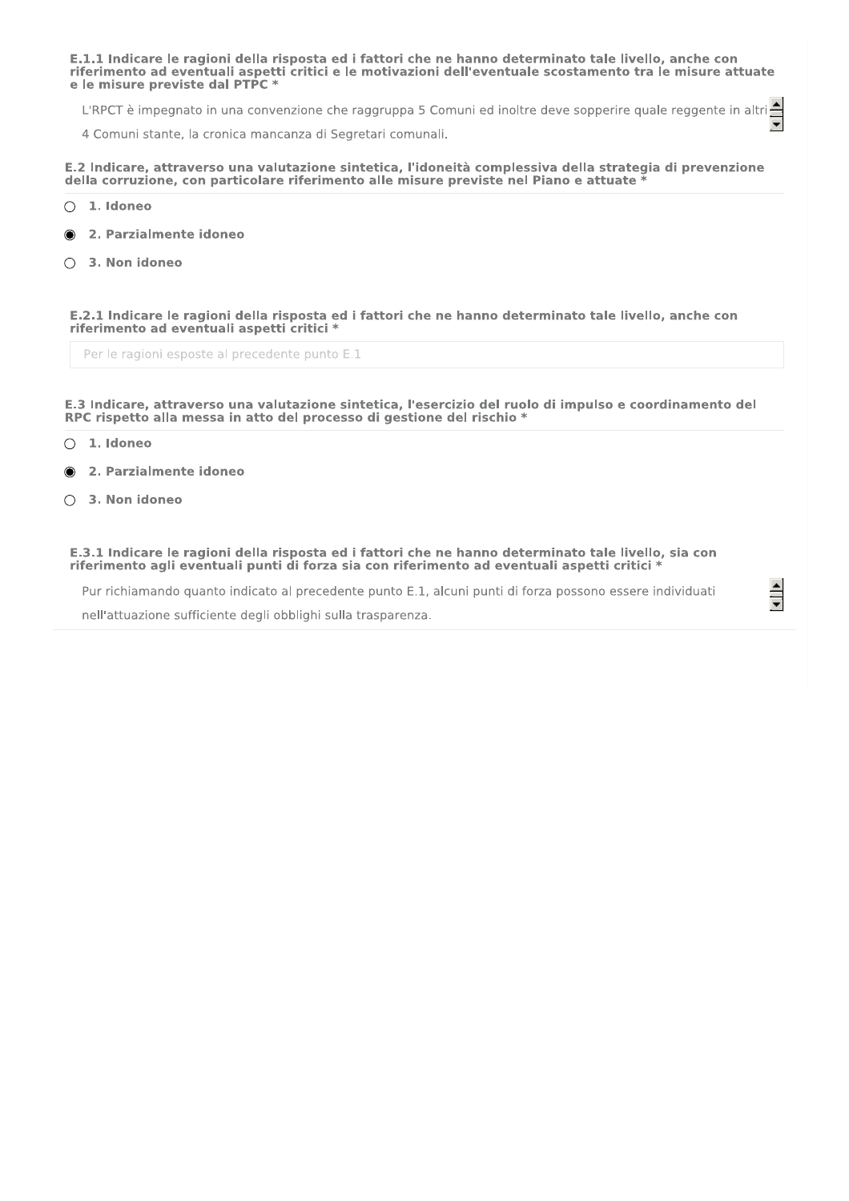**E.1.1 Indicare le ragioni della risposta ed i fattori che ne hanno determinato tale livello, anche con riferimento ad eventuali aspetti critici e le motivazioni dell'eventuale scostamento tra le misure attuate e le misure previste dal PTPC ***

L'RPCT è impegnato in una convenzione che raggruppa 5 Comuni ed inoltre deve sopperire quale reggente in altri 4 Comuni stante, la cronica mancanza di Segretari comunali.

**E.2 Indicare, attraverso una valutazione sintetica, l'idoneità complessiva della strategia di prevenzione della corruzione, con particolare riferimento alle misure previste nel Piano e attuate ***

- ○ **1. Idoneo**
- ◉ **2. Parzialmente idoneo**
- ○ **3. Non idoneo**

**E.2.1 Indicare le ragioni della risposta ed i fattori che ne hanno determinato tale livello, anche con riferimento ad eventuali aspetti critici ***

Per le ragioni esposte al precedente punto E.1

**E.3 Indicare, attraverso una valutazione sintetica, l'esercizio del ruolo di impulso e coordinamento del RPC rispetto alla messa in atto del processo di gestione del rischio ***

- ○ **1. Idoneo**
- ◉ **2. Parzialmente idoneo**
- ○ **3. Non idoneo**

**E.3.1 Indicare le ragioni della risposta ed i fattori che ne hanno determinato tale livello, sia con riferimento agli eventuali punti di forza sia con riferimento ad eventuali aspetti critici ***

Pur richiamando quanto indicato al precedente punto E.1, alcuni punti di forza possono essere individuati nell'attuazione sufficiente degli obblighi sulla trasparenza.